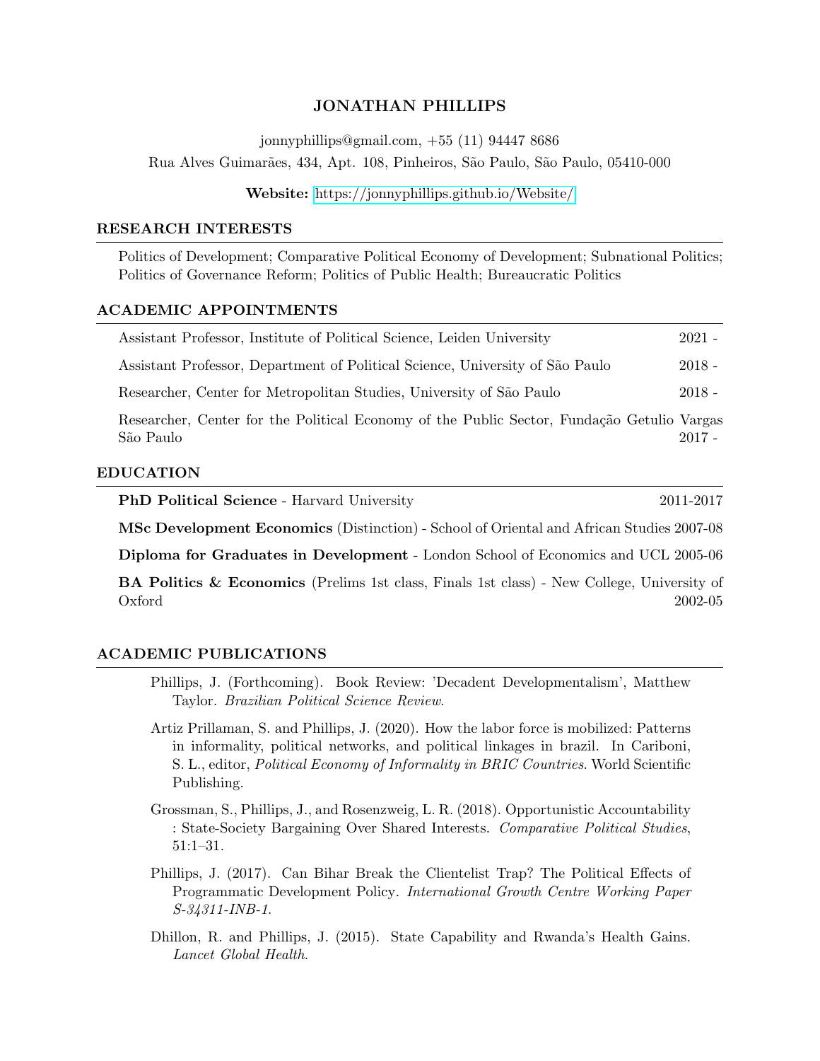# JONATHAN PHILLIPS

jonnyphillips@gmail.com, +55 (11) 94447 8686

Rua Alves Guimarães, 434, Apt. 108, Pinheiros, São Paulo, São Paulo, 05410-000

**Website:** https://jonnyphillips.github.io/Website/

## RESEARCH INTERESTS

Politics of Development; Comparative Political Economy of Development; Subnational Politics; Politics of Governance Reform; Politics of Public Health; Bureaucratic Politics

## ACADEMIC APPOINTMENTS

Assistant Professor, Institute of Political Science, Leiden University 2021 -

Assistant Professor, Department of Political Science, University of São Paulo 2018 -

Researcher, Center for Metropolitan Studies, University of São Paulo 2018 -

Researcher, Center for the Political Economy of the Public Sector, Fundação Getulio Vargas São Paulo 2017 -

## EDUCATION

**PhD Political Science** - Harvard University 2011-2017

**MSc Development Economics** (Distinction) - School of Oriental and African Studies 2007-08

**Diploma for Graduates in Development** - London School of Economics and UCL 2005-06

**BA Politics & Economics** (Prelims 1st class, Finals 1st class) - New College, University of Oxford 2002-05

## ACADEMIC PUBLICATIONS

Phillips, J. (Forthcoming). Book Review: 'Decadent Developmentalism', Matthew Taylor. *Brazilian Political Science Review*.

Artiz Prillaman, S. and Phillips, J. (2020). How the labor force is mobilized: Patterns in informality, political networks, and political linkages in brazil. In Cariboni, S. L., editor, *Political Economy of Informality in BRIC Countries*. World Scientific Publishing.

Grossman, S., Phillips, J., and Rosenzweig, L. R. (2018). Opportunistic Accountability : State-Society Bargaining Over Shared Interests. *Comparative Political Studies*, 51:1–31.

Phillips, J. (2017). Can Bihar Break the Clientelist Trap? The Political Effects of Programmatic Development Policy. *International Growth Centre Working Paper S-34311-INB-1*.

Dhillon, R. and Phillips, J. (2015). State Capability and Rwanda's Health Gains. *Lancet Global Health*.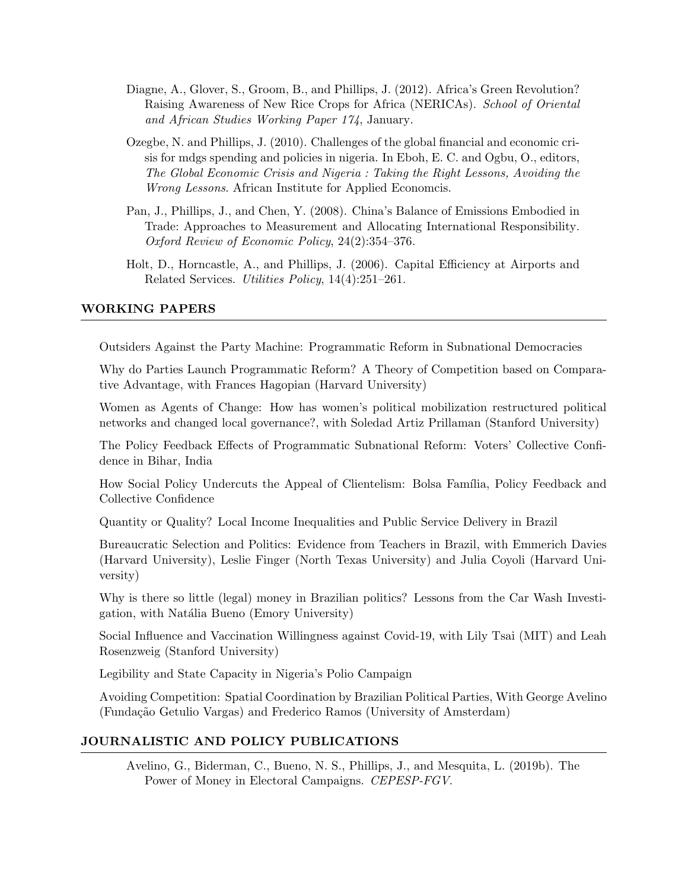Diagne, A., Glover, S., Groom, B., and Phillips, J. (2012). Africa's Green Revolution? Raising Awareness of New Rice Crops for Africa (NERICAs). *School of Oriental and African Studies Working Paper 174*, January.

Ozegbe, N. and Phillips, J. (2010). Challenges of the global financial and economic crisis for mdgs spending and policies in nigeria. In Eboh, E. C. and Ogbu, O., editors, *The Global Economic Crisis and Nigeria : Taking the Right Lessons, Avoiding the Wrong Lessons*. African Institute for Applied Economcis.

Pan, J., Phillips, J., and Chen, Y. (2008). China's Balance of Emissions Embodied in Trade: Approaches to Measurement and Allocating International Responsibility. *Oxford Review of Economic Policy*, 24(2):354–376.

Holt, D., Horncastle, A., and Phillips, J. (2006). Capital Efficiency at Airports and Related Services. *Utilities Policy*, 14(4):251–261.

## WORKING PAPERS

Outsiders Against the Party Machine: Programmatic Reform in Subnational Democracies

Why do Parties Launch Programmatic Reform? A Theory of Competition based on Comparative Advantage, with Frances Hagopian (Harvard University)

Women as Agents of Change: How has women's political mobilization restructured political networks and changed local governance?, with Soledad Artiz Prillaman (Stanford University)

The Policy Feedback Effects of Programmatic Subnational Reform: Voters' Collective Confidence in Bihar, India

How Social Policy Undercuts the Appeal of Clientelism: Bolsa Família, Policy Feedback and Collective Confidence

Quantity or Quality? Local Income Inequalities and Public Service Delivery in Brazil

Bureaucratic Selection and Politics: Evidence from Teachers in Brazil, with Emmerich Davies (Harvard University), Leslie Finger (North Texas University) and Julia Coyoli (Harvard University)

Why is there so little (legal) money in Brazilian politics? Lessons from the Car Wash Investigation, with Natália Bueno (Emory University)

Social Influence and Vaccination Willingness against Covid-19, with Lily Tsai (MIT) and Leah Rosenzweig (Stanford University)

Legibility and State Capacity in Nigeria's Polio Campaign

Avoiding Competition: Spatial Coordination by Brazilian Political Parties, With George Avelino (Fundação Getulio Vargas) and Frederico Ramos (University of Amsterdam)

## JOURNALISTIC AND POLICY PUBLICATIONS

Avelino, G., Biderman, C., Bueno, N. S., Phillips, J., and Mesquita, L. (2019b). The Power of Money in Electoral Campaigns. *CEPESP-FGV*.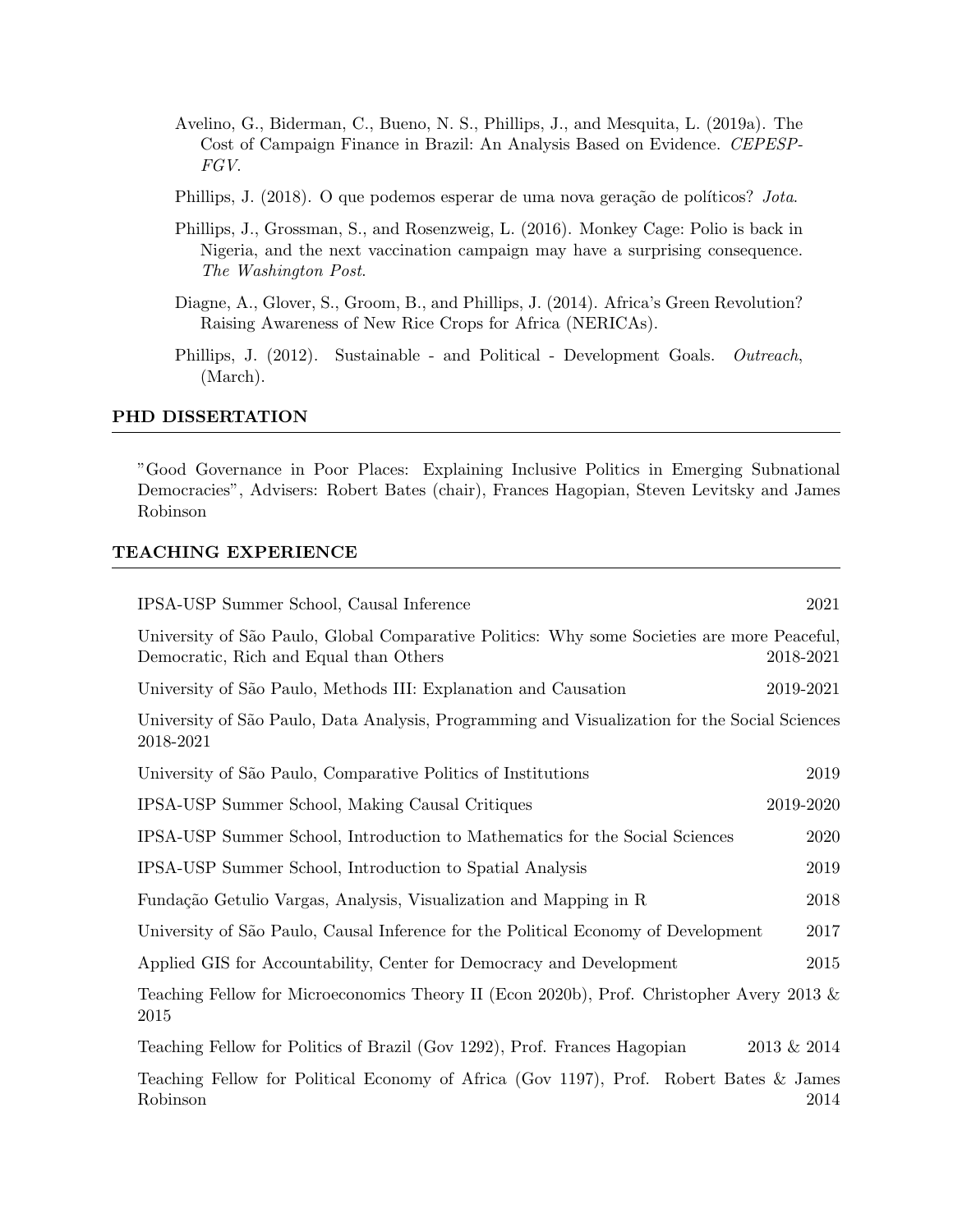Avelino, G., Biderman, C., Bueno, N. S., Phillips, J., and Mesquita, L. (2019a). The Cost of Campaign Finance in Brazil: An Analysis Based on Evidence. *CEPESP-FGV*.

Phillips, J. (2018). O que podemos esperar de uma nova geração de políticos? *Jota*.

Phillips, J., Grossman, S., and Rosenzweig, L. (2016). Monkey Cage: Polio is back in Nigeria, and the next vaccination campaign may have a surprising consequence. *The Washington Post*.

Diagne, A., Glover, S., Groom, B., and Phillips, J. (2014). Africa's Green Revolution? Raising Awareness of New Rice Crops for Africa (NERICAs).

Phillips, J. (2012). Sustainable - and Political - Development Goals. *Outreach*, (March).

## PHD DISSERTATION

"Good Governance in Poor Places: Explaining Inclusive Politics in Emerging Subnational Democracies", Advisers: Robert Bates (chair), Frances Hagopian, Steven Levitsky and James Robinson

## TEACHING EXPERIENCE

IPSA-USP Summer School, Causal Inference — 2021

University of São Paulo, Global Comparative Politics: Why some Societies are more Peaceful, Democratic, Rich and Equal than Others — 2018-2021

University of São Paulo, Methods III: Explanation and Causation — 2019-2021

University of São Paulo, Data Analysis, Programming and Visualization for the Social Sciences 2018-2021

University of São Paulo, Comparative Politics of Institutions — 2019

IPSA-USP Summer School, Making Causal Critiques — 2019-2020

IPSA-USP Summer School, Introduction to Mathematics for the Social Sciences — 2020

IPSA-USP Summer School, Introduction to Spatial Analysis — 2019

Fundação Getulio Vargas, Analysis, Visualization and Mapping in R — 2018

University of São Paulo, Causal Inference for the Political Economy of Development — 2017

Applied GIS for Accountability, Center for Democracy and Development — 2015

Teaching Fellow for Microeconomics Theory II (Econ 2020b), Prof. Christopher Avery 2013 & 2015

Teaching Fellow for Politics of Brazil (Gov 1292), Prof. Frances Hagopian — 2013 & 2014

Teaching Fellow for Political Economy of Africa (Gov 1197), Prof. Robert Bates & James Robinson — 2014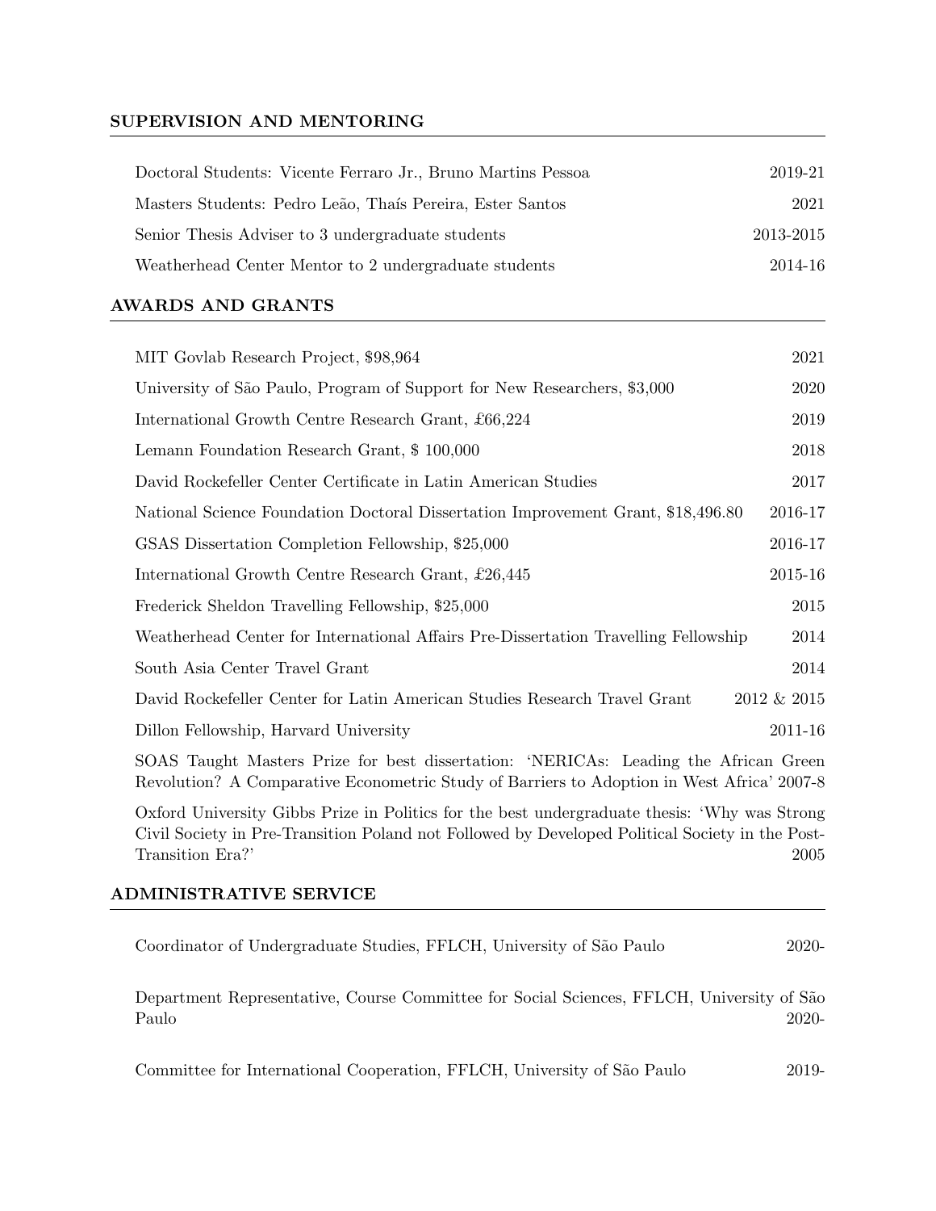## SUPERVISION AND MENTORING

| | |
|---|---|
| Doctoral Students: Vicente Ferraro Jr., Bruno Martins Pessoa | 2019-21 |
| Masters Students: Pedro Leão, Thaís Pereira, Ester Santos | 2021 |
| Senior Thesis Adviser to 3 undergraduate students | 2013-2015 |
| Weatherhead Center Mentor to 2 undergraduate students | 2014-16 |

## AWARDS AND GRANTS

| | |
|---|---|
| MIT Govlab Research Project, $98,964 | 2021 |
| University of São Paulo, Program of Support for New Researchers, $3,000 | 2020 |
| International Growth Centre Research Grant, £66,224 | 2019 |
| Lemann Foundation Research Grant, $ 100,000 | 2018 |
| David Rockefeller Center Certificate in Latin American Studies | 2017 |
| National Science Foundation Doctoral Dissertation Improvement Grant, $18,496.80 | 2016-17 |
| GSAS Dissertation Completion Fellowship, $25,000 | 2016-17 |
| International Growth Centre Research Grant, £26,445 | 2015-16 |
| Frederick Sheldon Travelling Fellowship, $25,000 | 2015 |
| Weatherhead Center for International Affairs Pre-Dissertation Travelling Fellowship | 2014 |
| South Asia Center Travel Grant | 2014 |
| David Rockefeller Center for Latin American Studies Research Travel Grant | 2012 & 2015 |
| Dillon Fellowship, Harvard University | 2011-16 |

SOAS Taught Masters Prize for best dissertation: 'NERICAs: Leading the African Green Revolution? A Comparative Econometric Study of Barriers to Adoption in West Africa' 2007-8

Oxford University Gibbs Prize in Politics for the best undergraduate thesis: 'Why was Strong Civil Society in Pre-Transition Poland not Followed by Developed Political Society in the Post-Transition Era?' 2005

## ADMINISTRATIVE SERVICE

| | |
|---|---|
| Coordinator of Undergraduate Studies, FFLCH, University of São Paulo | 2020- |
| Department Representative, Course Committee for Social Sciences, FFLCH, University of São Paulo | 2020- |
| Committee for International Cooperation, FFLCH, University of São Paulo | 2019- |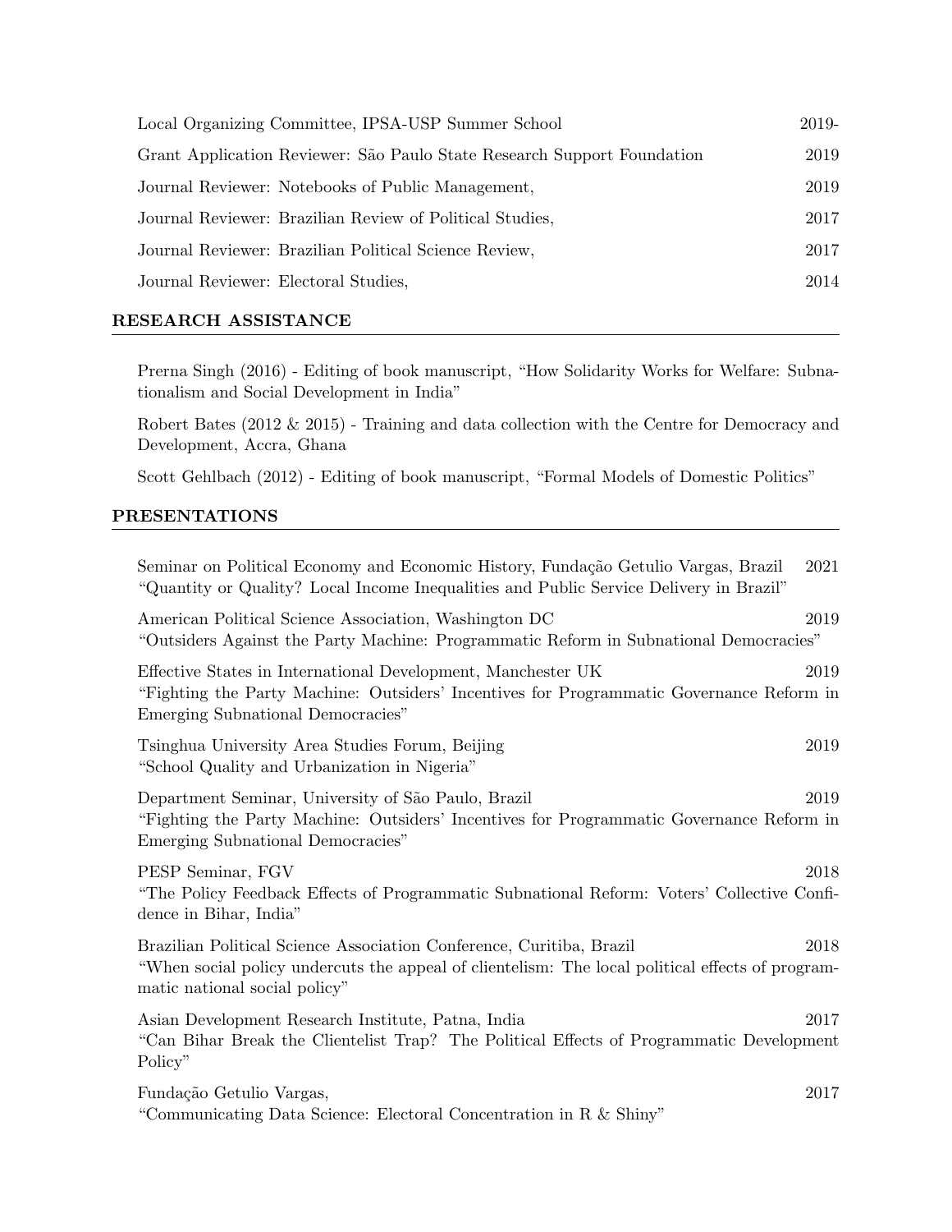Local Organizing Committee, IPSA-USP Summer School 2019-

Grant Application Reviewer: São Paulo State Research Support Foundation 2019

Journal Reviewer: Notebooks of Public Management, 2019

Journal Reviewer: Brazilian Review of Political Studies, 2017

Journal Reviewer: Brazilian Political Science Review, 2017

Journal Reviewer: Electoral Studies, 2014

## RESEARCH ASSISTANCE

Prerna Singh (2016) - Editing of book manuscript, "How Solidarity Works for Welfare: Subnationalism and Social Development in India"

Robert Bates (2012 & 2015) - Training and data collection with the Centre for Democracy and Development, Accra, Ghana

Scott Gehlbach (2012) - Editing of book manuscript, "Formal Models of Domestic Politics"

## PRESENTATIONS

Seminar on Political Economy and Economic History, Fundação Getulio Vargas, Brazil 2021
"Quantity or Quality? Local Income Inequalities and Public Service Delivery in Brazil"

American Political Science Association, Washington DC 2019
"Outsiders Against the Party Machine: Programmatic Reform in Subnational Democracies"

Effective States in International Development, Manchester UK 2019
"Fighting the Party Machine: Outsiders' Incentives for Programmatic Governance Reform in Emerging Subnational Democracies"

Tsinghua University Area Studies Forum, Beijing 2019
"School Quality and Urbanization in Nigeria"

Department Seminar, University of São Paulo, Brazil 2019
"Fighting the Party Machine: Outsiders' Incentives for Programmatic Governance Reform in Emerging Subnational Democracies"

PESP Seminar, FGV 2018
"The Policy Feedback Effects of Programmatic Subnational Reform: Voters' Collective Confidence in Bihar, India"

Brazilian Political Science Association Conference, Curitiba, Brazil 2018
"When social policy undercuts the appeal of clientelism: The local political effects of programmatic national social policy"

Asian Development Research Institute, Patna, India 2017
"Can Bihar Break the Clientelist Trap? The Political Effects of Programmatic Development Policy"

Fundação Getulio Vargas, 2017
"Communicating Data Science: Electoral Concentration in R & Shiny"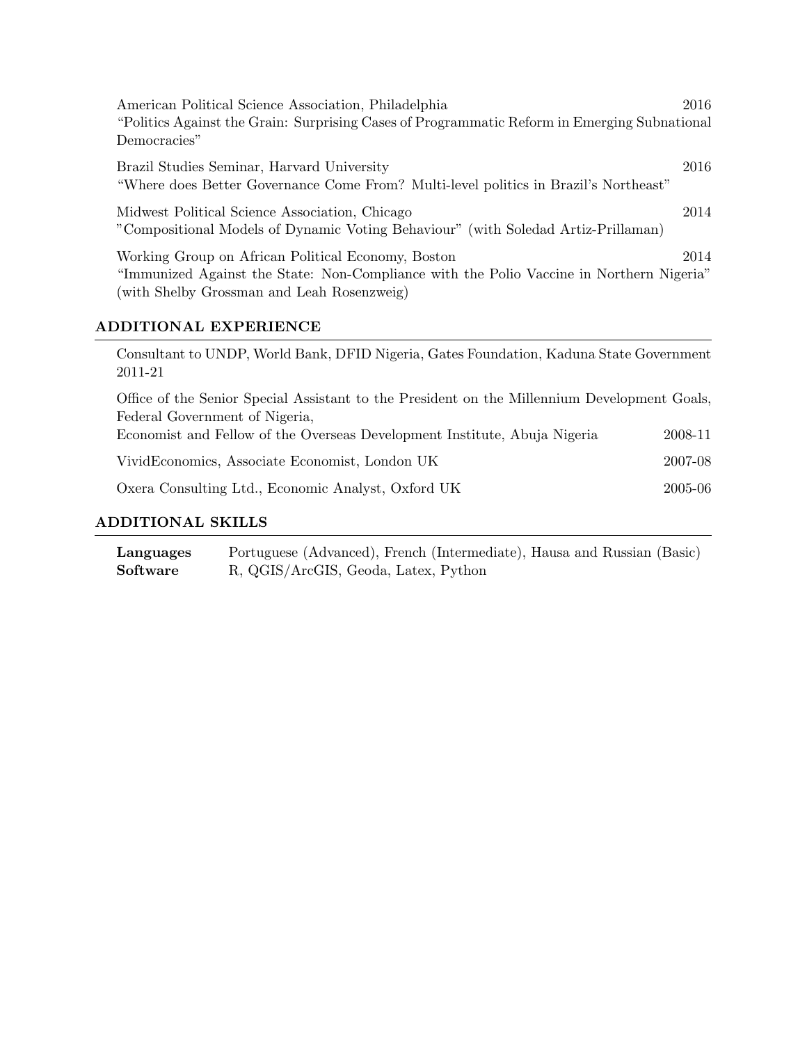American Political Science Association, Philadelphia 2016
"Politics Against the Grain: Surprising Cases of Programmatic Reform in Emerging Subnational Democracies"

Brazil Studies Seminar, Harvard University 2016
"Where does Better Governance Come From? Multi-level politics in Brazil's Northeast"

Midwest Political Science Association, Chicago 2014
"Compositional Models of Dynamic Voting Behaviour" (with Soledad Artiz-Prillaman)

Working Group on African Political Economy, Boston 2014
"Immunized Against the State: Non-Compliance with the Polio Vaccine in Northern Nigeria" (with Shelby Grossman and Leah Rosenzweig)

## ADDITIONAL EXPERIENCE

Consultant to UNDP, World Bank, DFID Nigeria, Gates Foundation, Kaduna State Government 2011-21

Office of the Senior Special Assistant to the President on the Millennium Development Goals, Federal Government of Nigeria,
Economist and Fellow of the Overseas Development Institute, Abuja Nigeria 2008-11

VividEconomics, Associate Economist, London UK 2007-08

Oxera Consulting Ltd., Economic Analyst, Oxford UK 2005-06

## ADDITIONAL SKILLS

**Languages** Portuguese (Advanced), French (Intermediate), Hausa and Russian (Basic)
**Software** R, QGIS/ArcGIS, Geoda, Latex, Python